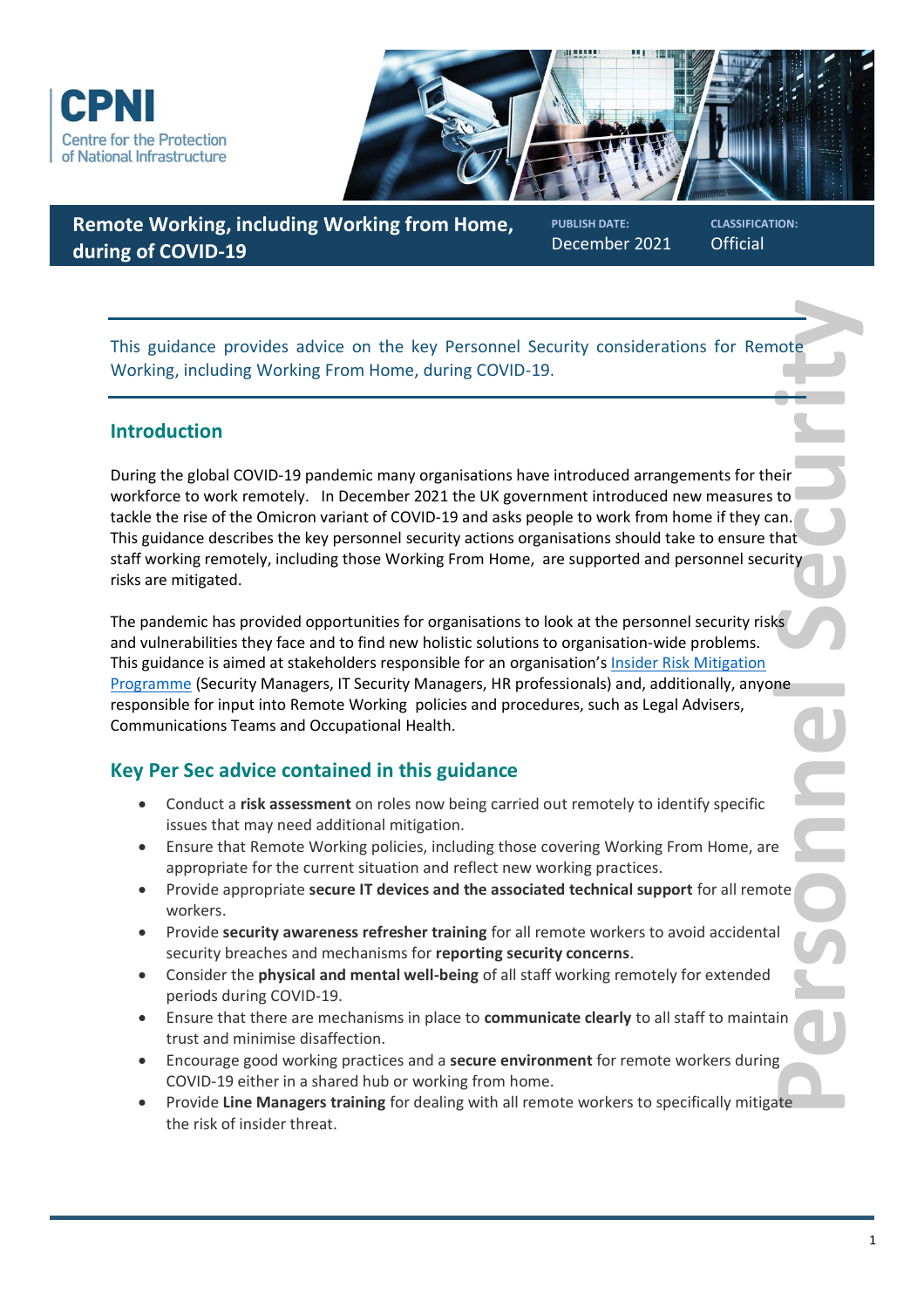CPNI
Centre for the Protection of National Infrastructure

# Remote Working, including Working from Home, during of COVID-19

**PUBLISH DATE:** December 2021

**CLASSIFICATION:** Official

This guidance provides advice on the key Personnel Security considerations for Remote Working, including Working From Home, during COVID-19.

## Introduction

During the global COVID-19 pandemic many organisations have introduced arrangements for their workforce to work remotely. In December 2021 the UK government introduced new measures to tackle the rise of the Omicron variant of COVID-19 and asks people to work from home if they can. This guidance describes the key personnel security actions organisations should take to ensure that staff working remotely, including those Working From Home, are supported and personnel security risks are mitigated.

The pandemic has provided opportunities for organisations to look at the personnel security risks and vulnerabilities they face and to find new holistic solutions to organisation-wide problems. This guidance is aimed at stakeholders responsible for an organisation's Insider Risk Mitigation Programme (Security Managers, IT Security Managers, HR professionals) and, additionally, anyone responsible for input into Remote Working policies and procedures, such as Legal Advisers, Communications Teams and Occupational Health.

## Key Per Sec advice contained in this guidance

- Conduct a **risk assessment** on roles now being carried out remotely to identify specific issues that may need additional mitigation.
- Ensure that Remote Working policies, including those covering Working From Home, are appropriate for the current situation and reflect new working practices.
- Provide appropriate **secure IT devices and the associated technical support** for all remote workers.
- Provide **security awareness refresher training** for all remote workers to avoid accidental security breaches and mechanisms for **reporting security concerns**.
- Consider the **physical and mental well-being** of all staff working remotely for extended periods during COVID-19.
- Ensure that there are mechanisms in place to **communicate clearly** to all staff to maintain trust and minimise disaffection.
- Encourage good working practices and a **secure environment** for remote workers during COVID-19 either in a shared hub or working from home.
- Provide **Line Managers training** for dealing with all remote workers to specifically mitigate the risk of insider threat.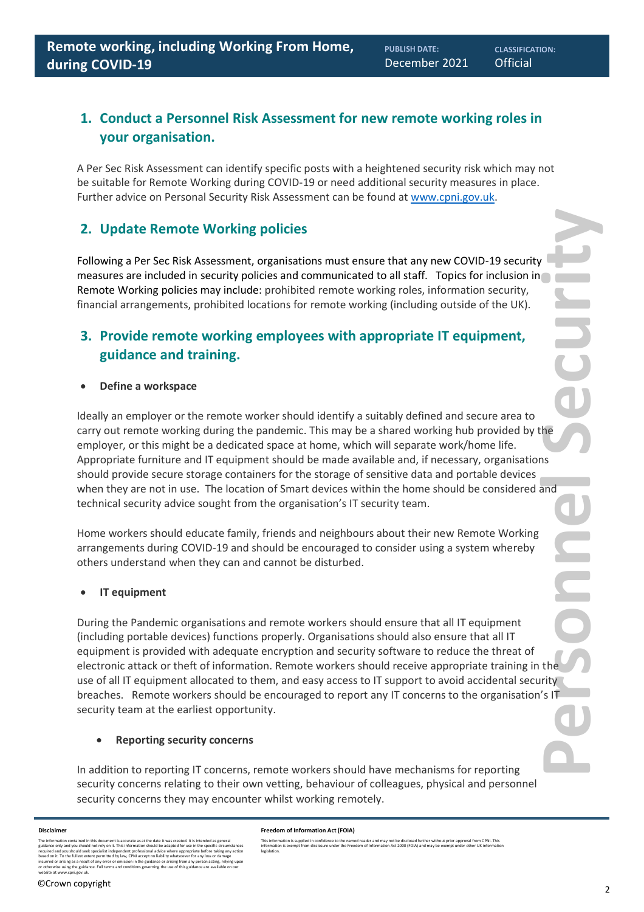## 1. Conduct a Personnel Risk Assessment for new remote working roles in your organisation.

A Per Sec Risk Assessment can identify specific posts with a heightened security risk which may not be suitable for Remote Working during COVID-19 or need additional security measures in place. Further advice on Personal Security Risk Assessment can be found at www.cpni.gov.uk.

## 2. Update Remote Working policies

Following a Per Sec Risk Assessment, organisations must ensure that any new COVID-19 security measures are included in security policies and communicated to all staff. Topics for inclusion in Remote Working policies may include: prohibited remote working roles, information security, financial arrangements, prohibited locations for remote working (including outside of the UK).

## 3. Provide remote working employees with appropriate IT equipment, guidance and training.

- **Define a workspace**

Ideally an employer or the remote worker should identify a suitably defined and secure area to carry out remote working during the pandemic. This may be a shared working hub provided by the employer, or this might be a dedicated space at home, which will separate work/home life. Appropriate furniture and IT equipment should be made available and, if necessary, organisations should provide secure storage containers for the storage of sensitive data and portable devices when they are not in use. The location of Smart devices within the home should be considered and technical security advice sought from the organisation's IT security team.

Home workers should educate family, friends and neighbours about their new Remote Working arrangements during COVID-19 and should be encouraged to consider using a system whereby others understand when they can and cannot be disturbed.

- **IT equipment**

During the Pandemic organisations and remote workers should ensure that all IT equipment (including portable devices) functions properly. Organisations should also ensure that all IT equipment is provided with adequate encryption and security software to reduce the threat of electronic attack or theft of information. Remote workers should receive appropriate training in the use of all IT equipment allocated to them, and easy access to IT support to avoid accidental security breaches. Remote workers should be encouraged to report any IT concerns to the organisation's IT security team at the earliest opportunity.

- **Reporting security concerns**

In addition to reporting IT concerns, remote workers should have mechanisms for reporting security concerns relating to their own vetting, behaviour of colleagues, physical and personnel security concerns they may encounter whilst working remotely.

**Disclaimer**

The information contained in this document is accurate as at the date it was created. It is intended as general guidance only and you should not rely on it. This information should be adapted for use in the specific circumstances required and you should seek specialist independent professional advice where appropriate before taking any action based on it. To the fullest extent permitted by law, CPNI accept no liability whatsoever for any loss or damage incurred or arising as a result of any error or omission in the guidance or arising from any person acting, relying upon or otherwise using the guidance. Full terms and conditions governing the use of this guidance are available on our website at www.cpni.gov.uk.

**Freedom of Information Act (FOIA)**

This information is supplied in confidence to the named reader and may not be disclosed further without prior approval from CPNI. This information is exempt from disclosure under the Freedom of Information Act 2000 (FOIA) and may be exempt under other UK information legislation.

©Crown copyright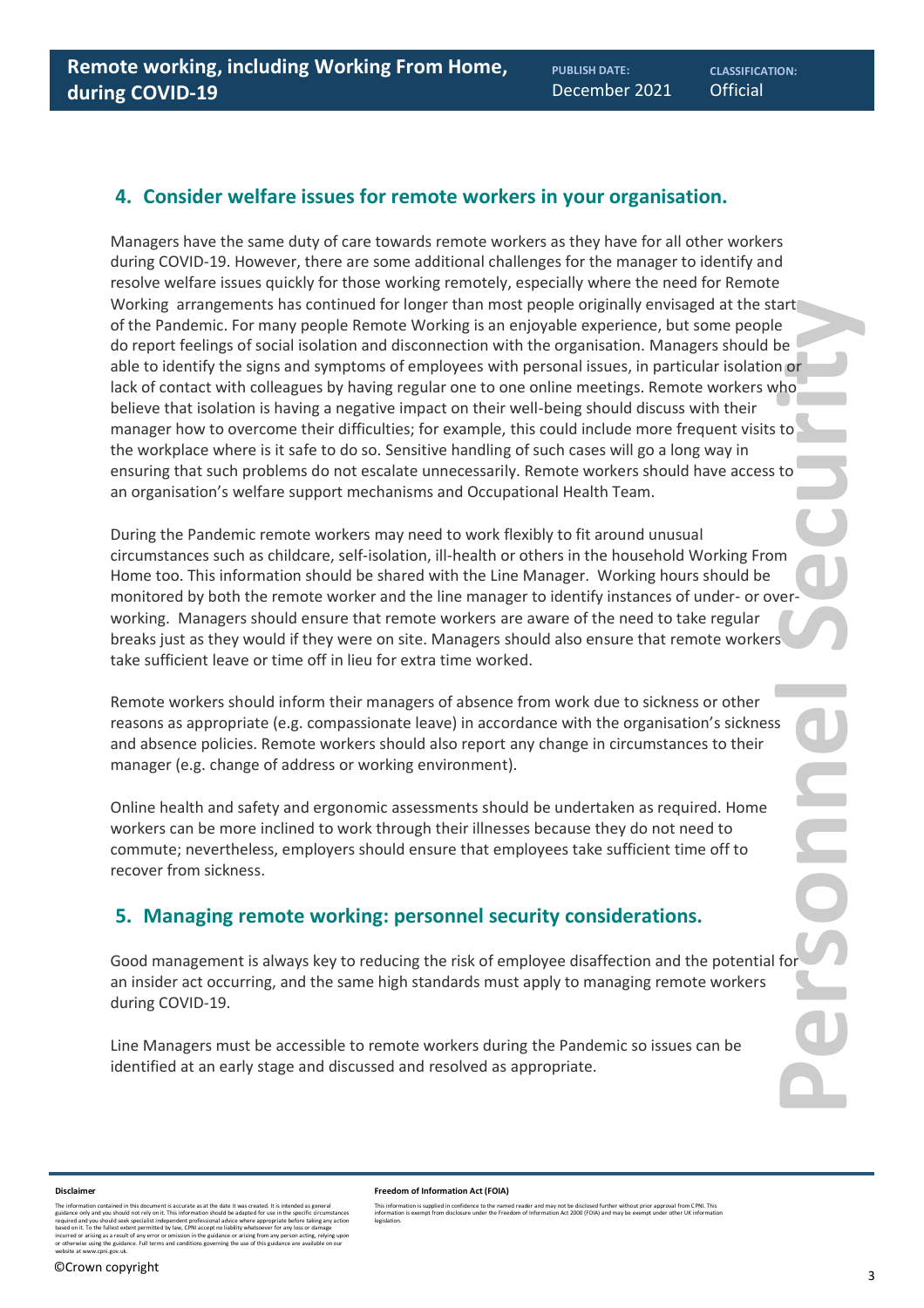## 4. Consider welfare issues for remote workers in your organisation.

Managers have the same duty of care towards remote workers as they have for all other workers during COVID-19. However, there are some additional challenges for the manager to identify and resolve welfare issues quickly for those working remotely, especially where the need for Remote Working arrangements has continued for longer than most people originally envisaged at the start of the Pandemic. For many people Remote Working is an enjoyable experience, but some people do report feelings of social isolation and disconnection with the organisation. Managers should be able to identify the signs and symptoms of employees with personal issues, in particular isolation or lack of contact with colleagues by having regular one to one online meetings. Remote workers who believe that isolation is having a negative impact on their well-being should discuss with their manager how to overcome their difficulties; for example, this could include more frequent visits to the workplace where is it safe to do so. Sensitive handling of such cases will go a long way in ensuring that such problems do not escalate unnecessarily. Remote workers should have access to an organisation's welfare support mechanisms and Occupational Health Team.

During the Pandemic remote workers may need to work flexibly to fit around unusual circumstances such as childcare, self-isolation, ill-health or others in the household Working From Home too. This information should be shared with the Line Manager. Working hours should be monitored by both the remote worker and the line manager to identify instances of under- or over-working. Managers should ensure that remote workers are aware of the need to take regular breaks just as they would if they were on site. Managers should also ensure that remote workers take sufficient leave or time off in lieu for extra time worked.

Remote workers should inform their managers of absence from work due to sickness or other reasons as appropriate (e.g. compassionate leave) in accordance with the organisation's sickness and absence policies. Remote workers should also report any change in circumstances to their manager (e.g. change of address or working environment).

Online health and safety and ergonomic assessments should be undertaken as required. Home workers can be more inclined to work through their illnesses because they do not need to commute; nevertheless, employers should ensure that employees take sufficient time off to recover from sickness.

## 5. Managing remote working: personnel security considerations.

Good management is always key to reducing the risk of employee disaffection and the potential for an insider act occurring, and the same high standards must apply to managing remote workers during COVID-19.

Line Managers must be accessible to remote workers during the Pandemic so issues can be identified at an early stage and discussed and resolved as appropriate.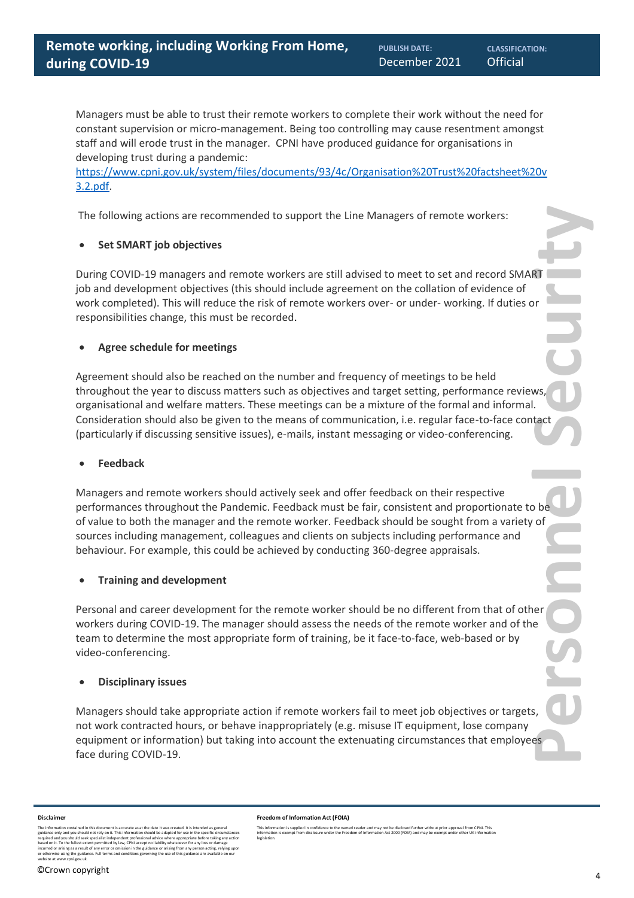Managers must be able to trust their remote workers to complete their work without the need for constant supervision or micro-management. Being too controlling may cause resentment amongst staff and will erode trust in the manager. CPNI have produced guidance for organisations in developing trust during a pandemic: [https://www.cpni.gov.uk/system/files/documents/93/4c/Organisation%20Trust%20factsheet%20v3.2.pdf](https://www.cpni.gov.uk/system/files/documents/93/4c/Organisation%20Trust%20factsheet%20v3.2.pdf).

The following actions are recommended to support the Line Managers of remote workers:

- **Set SMART job objectives**

During COVID-19 managers and remote workers are still advised to meet to set and record SMART job and development objectives (this should include agreement on the collation of evidence of work completed). This will reduce the risk of remote workers over- or under- working. If duties or responsibilities change, this must be recorded.

- **Agree schedule for meetings**

Agreement should also be reached on the number and frequency of meetings to be held throughout the year to discuss matters such as objectives and target setting, performance reviews, organisational and welfare matters. These meetings can be a mixture of the formal and informal. Consideration should also be given to the means of communication, i.e. regular face-to-face contact (particularly if discussing sensitive issues), e-mails, instant messaging or video-conferencing.

- **Feedback**

Managers and remote workers should actively seek and offer feedback on their respective performances throughout the Pandemic. Feedback must be fair, consistent and proportionate to be of value to both the manager and the remote worker. Feedback should be sought from a variety of sources including management, colleagues and clients on subjects including performance and behaviour. For example, this could be achieved by conducting 360-degree appraisals.

- **Training and development**

Personal and career development for the remote worker should be no different from that of other workers during COVID-19. The manager should assess the needs of the remote worker and of the team to determine the most appropriate form of training, be it face-to-face, web-based or by video-conferencing.

- **Disciplinary issues**

Managers should take appropriate action if remote workers fail to meet job objectives or targets, not work contracted hours, or behave inappropriately (e.g. misuse IT equipment, lose company equipment or information) but taking into account the extenuating circumstances that employees face during COVID-19.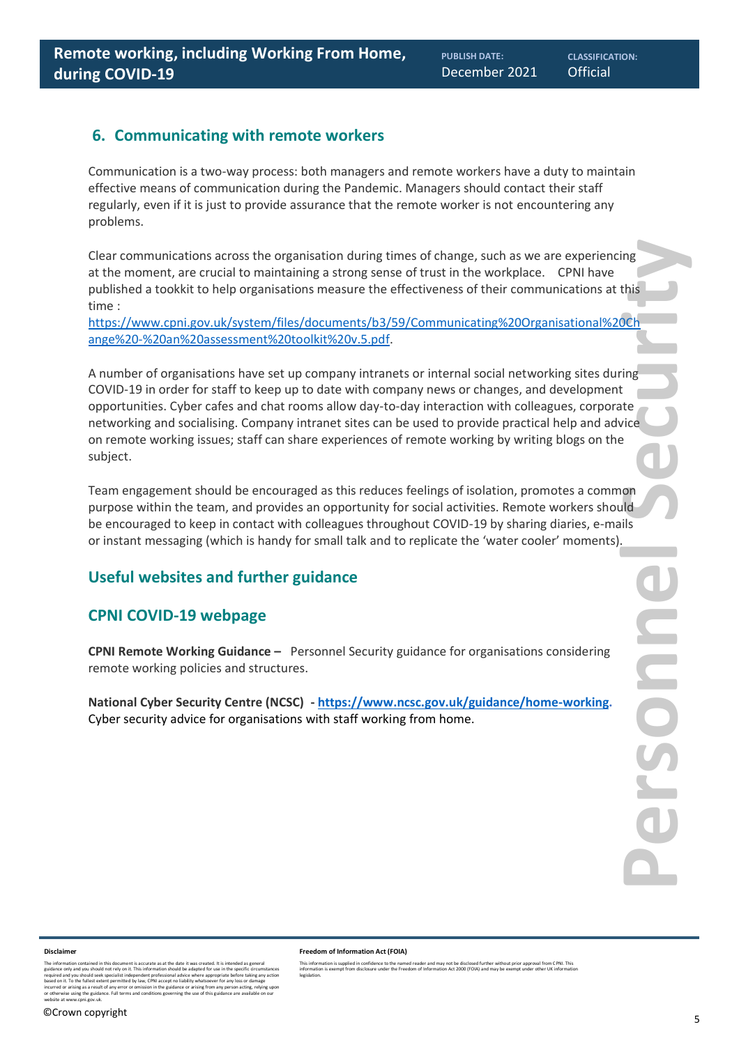## 6. Communicating with remote workers

Communication is a two-way process: both managers and remote workers have a duty to maintain effective means of communication during the Pandemic. Managers should contact their staff regularly, even if it is just to provide assurance that the remote worker is not encountering any problems.

Clear communications across the organisation during times of change, such as we are experiencing at the moment, are crucial to maintaining a strong sense of trust in the workplace. CPNI have published a tookkit to help organisations measure the effectiveness of their communications at this time : https://www.cpni.gov.uk/system/files/documents/b3/59/Communicating%20Organisational%20Change%20-%20an%20assessment%20toolkit%20v.5.pdf.

A number of organisations have set up company intranets or internal social networking sites during COVID-19 in order for staff to keep up to date with company news or changes, and development opportunities. Cyber cafes and chat rooms allow day-to-day interaction with colleagues, corporate networking and socialising. Company intranet sites can be used to provide practical help and advice on remote working issues; staff can share experiences of remote working by writing blogs on the subject.

Team engagement should be encouraged as this reduces feelings of isolation, promotes a common purpose within the team, and provides an opportunity for social activities. Remote workers should be encouraged to keep in contact with colleagues throughout COVID-19 by sharing diaries, e-mails or instant messaging (which is handy for small talk and to replicate the 'water cooler' moments).

## Useful websites and further guidance

## CPNI COVID-19 webpage

**CPNI Remote Working Guidance –** Personnel Security guidance for organisations considering remote working policies and structures.

**National Cyber Security Centre (NCSC) - https://www.ncsc.gov.uk/guidance/home-working.** Cyber security advice for organisations with staff working from home.

**Disclaimer**

The information contained in this document is accurate as at the date it was created. It is intended as general guidance only and you should not rely on it. This information should be adapted for use in the specific circumstances required and you should seek specialist independent professional advice where appropriate before taking any action based on it. To the fullest extent permitted by law, CPNI accept no liability whatsoever for any loss or damage incurred or arising as a result of any error or omission in the guidance or arising from any person acting, relying upon or otherwise using the guidance. Full terms and conditions governing the use of this guidance are available on our website at www.cpni.gov.uk.

**Freedom of Information Act (FOIA)**

This information is supplied in confidence to the named reader and may not be disclosed further without prior approval from CPNI. This information is exempt from disclosure under the Freedom of Information Act 2000 (FOIA) and may be exempt under other UK information legislation.

©Crown copyright